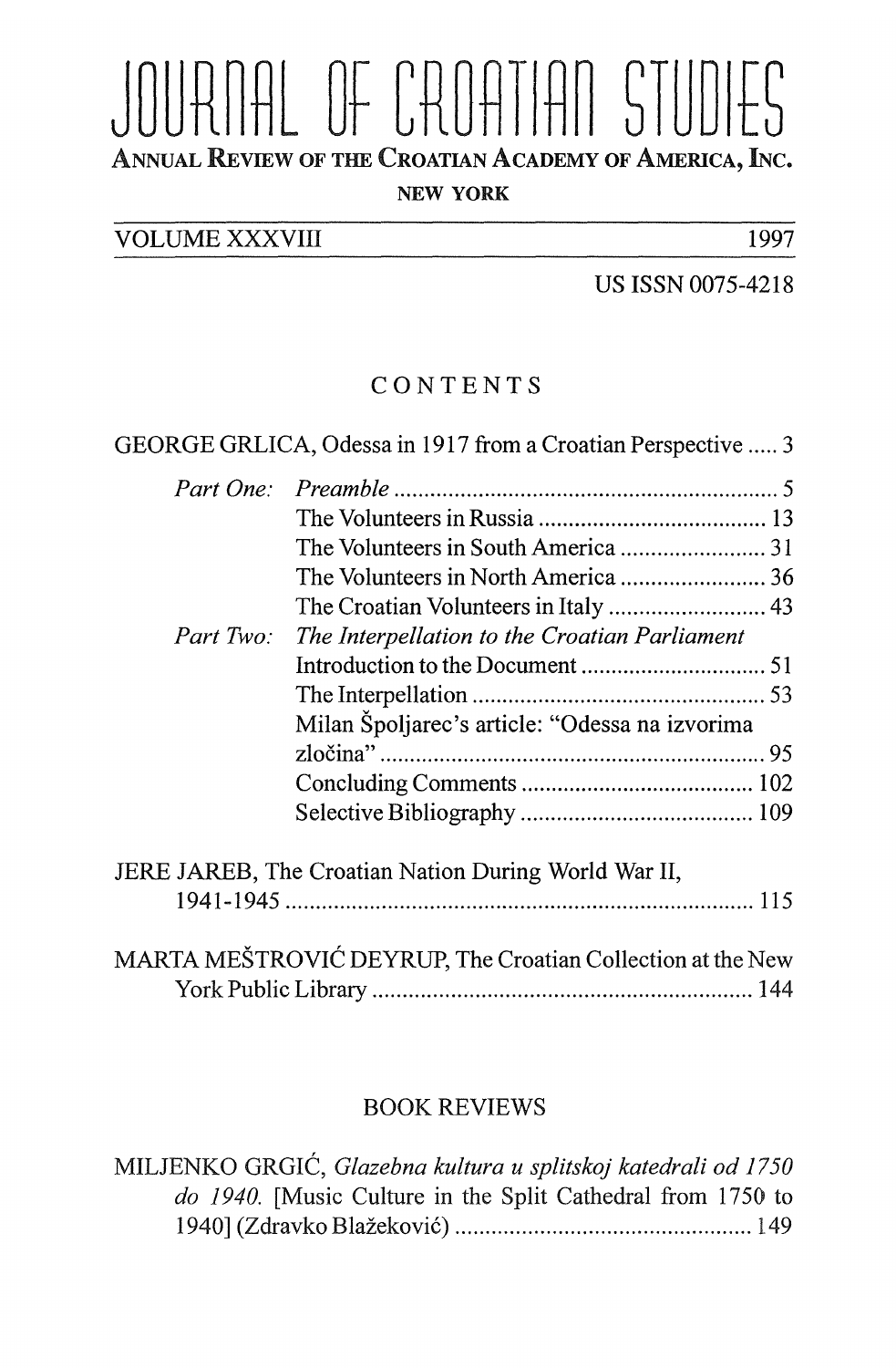# JOURNAL OF CROATIAN STUDIES

**ANNUAL REVIEW OF THE CROATIAN ACADEMY OF AMERICA, INC.**

**NEW YORK**

VOLUME XXXVIII 1997

US ISSN 0075-4218

## CONTENTS

GEORGE GRLICA, Odessa in 1917 from a Croatian Perspective ..... 3

*Part One:* *Preamble* ..... 5
- The Volunteers in Russia ..... 13
- The Volunteers in South America ..... 31
- The Volunteers in North America ..... 36
- The Croatian Volunteers in Italy ..... 43

*Part Two:* *The Interpellation to the Croatian Parliament*
- Introduction to the Document ..... 51
- The Interpellation ..... 53
- Milan Špoljarec's article: "Odessa na izvorima zločina" ..... 95
- Concluding Comments ..... 102
- Selective Bibliography ..... 109

JERE JAREB, The Croatian Nation During World War II, 1941-1945 ..... 115

MARTA MEŠTROVIĆ DEYRUP, The Croatian Collection at the New York Public Library ..... 144

## BOOK REVIEWS

MILJENKO GRGIĆ, *Glazebna kultura u splitskoj katedrali od 1750 do 1940.* [Music Culture in the Split Cathedral from 1750 to 1940] (Zdravko Blažeković) ..... 149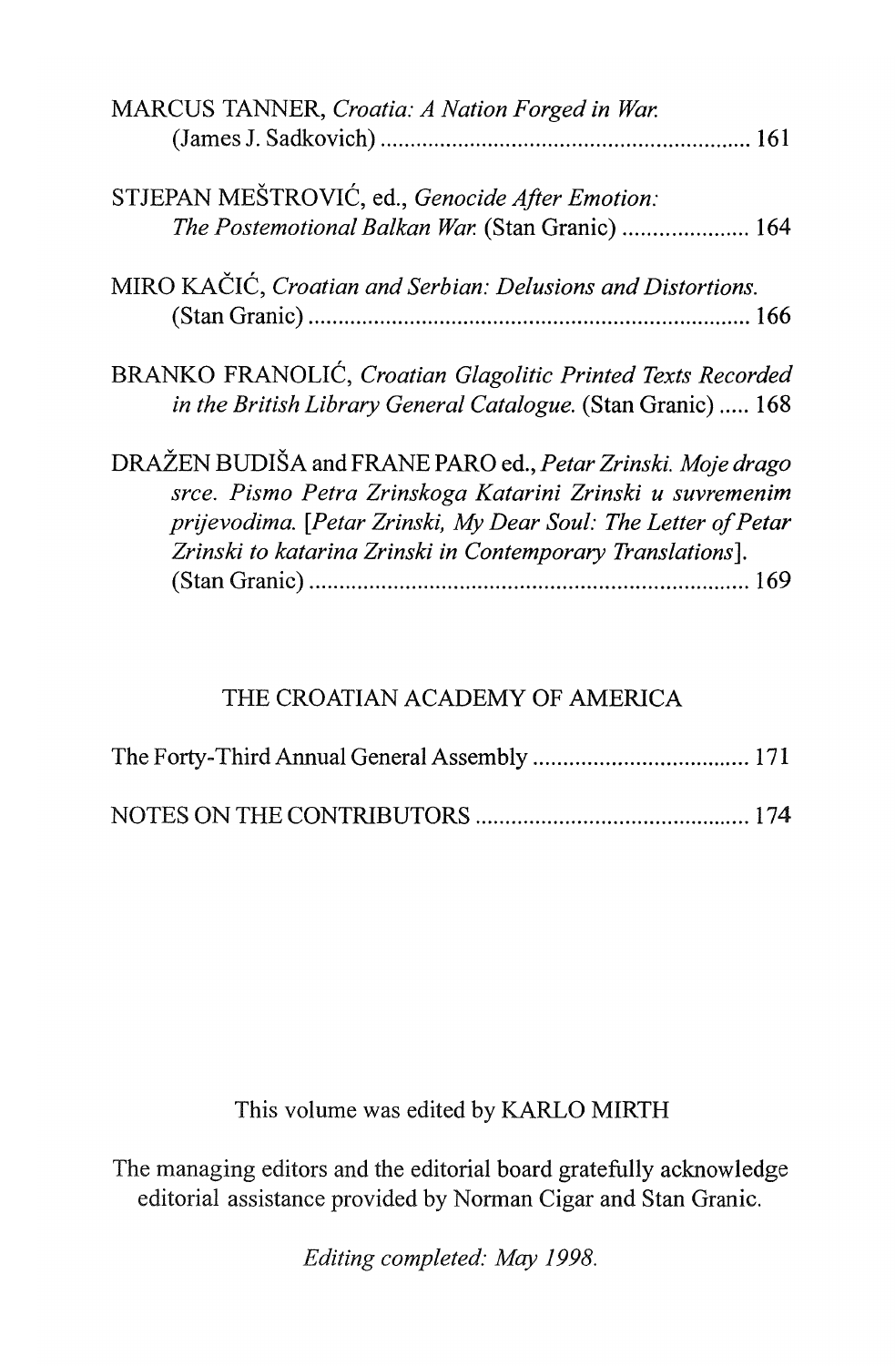MARCUS TANNER, *Croatia: A Nation Forged in War.* (James J. Sadkovich) ............................................................ 161

STJEPAN MEŠTROVIĆ, ed., *Genocide After Emotion: The Postemotional Balkan War.* (Stan Granic) ..................... 164

MIRO KAČIĆ, *Croatian and Serbian: Delusions and Distortions.* (Stan Granic) ........................................................................ 166

BRANKO FRANOLIĆ, *Croatian Glagolitic Printed Texts Recorded in the British Library General Catalogue.* (Stan Granic) ..... 168

DRAŽEN BUDIŠA and FRANE PARO ed., *Petar Zrinski. Moje drago srce. Pismo Petra Zrinskoga Katarini Zrinski u suvremenim prijevodima. [Petar Zrinski, My Dear Soul: The Letter of Petar Zrinski to katarina Zrinski in Contemporary Translations].* (Stan Granic) ........................................................................ 169

## THE CROATIAN ACADEMY OF AMERICA

The Forty-Third Annual General Assembly .................................... 171

NOTES ON THE CONTRIBUTORS ............................................. 174

This volume was edited by KARLO MIRTH

The managing editors and the editorial board gratefully acknowledge editorial assistance provided by Norman Cigar and Stan Granic.

*Editing completed: May 1998.*